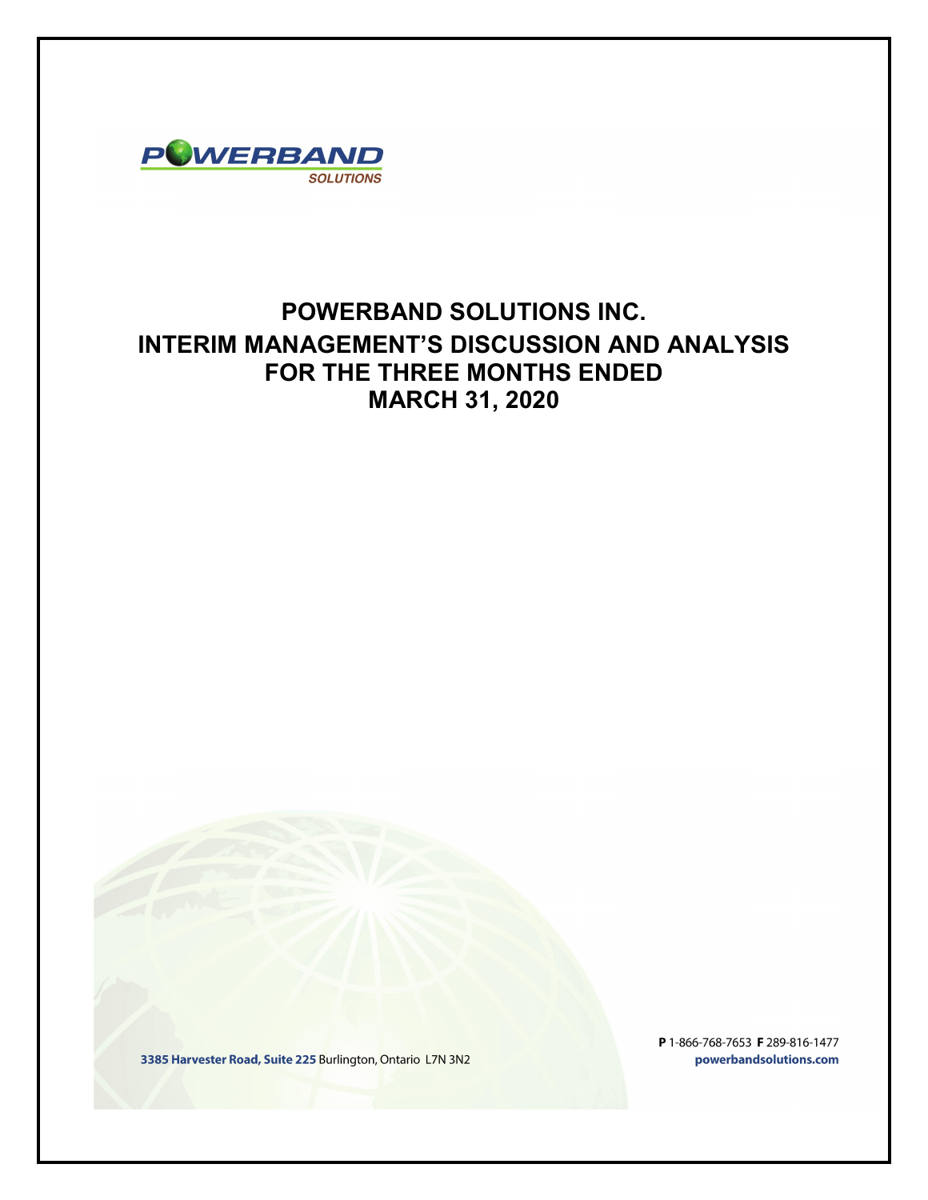POWERBAND SOLUTIONS

# POWERBAND SOLUTIONS INC.
# INTERIM MANAGEMENT'S DISCUSSION AND ANALYSIS
# FOR THE THREE MONTHS ENDED
# MARCH 31, 2020

**3385 Harvester Road, Suite 225** Burlington, Ontario L7N 3N2

**P** 1-866-768-7653 **F** 289-816-1477
**powerbandsolutions.com**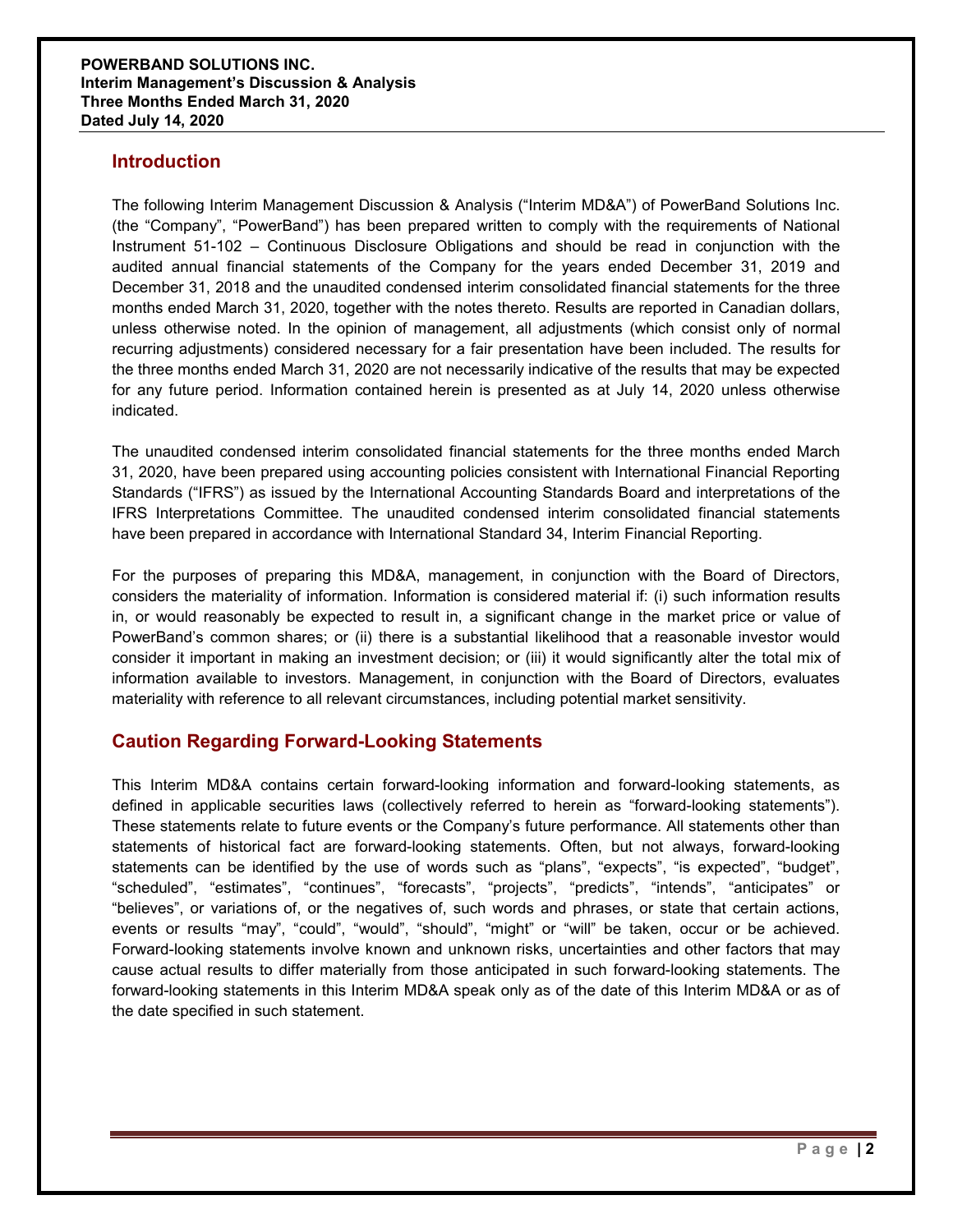## Introduction

The following Interim Management Discussion & Analysis ("Interim MD&A") of PowerBand Solutions Inc. (the "Company", "PowerBand") has been prepared written to comply with the requirements of National Instrument 51-102 – Continuous Disclosure Obligations and should be read in conjunction with the audited annual financial statements of the Company for the years ended December 31, 2019 and December 31, 2018 and the unaudited condensed interim consolidated financial statements for the three months ended March 31, 2020, together with the notes thereto. Results are reported in Canadian dollars, unless otherwise noted. In the opinion of management, all adjustments (which consist only of normal recurring adjustments) considered necessary for a fair presentation have been included. The results for the three months ended March 31, 2020 are not necessarily indicative of the results that may be expected for any future period. Information contained herein is presented as at July 14, 2020 unless otherwise indicated.

The unaudited condensed interim consolidated financial statements for the three months ended March 31, 2020, have been prepared using accounting policies consistent with International Financial Reporting Standards ("IFRS") as issued by the International Accounting Standards Board and interpretations of the IFRS Interpretations Committee. The unaudited condensed interim consolidated financial statements have been prepared in accordance with International Standard 34, Interim Financial Reporting.

For the purposes of preparing this MD&A, management, in conjunction with the Board of Directors, considers the materiality of information. Information is considered material if: (i) such information results in, or would reasonably be expected to result in, a significant change in the market price or value of PowerBand's common shares; or (ii) there is a substantial likelihood that a reasonable investor would consider it important in making an investment decision; or (iii) it would significantly alter the total mix of information available to investors. Management, in conjunction with the Board of Directors, evaluates materiality with reference to all relevant circumstances, including potential market sensitivity.

## Caution Regarding Forward-Looking Statements

This Interim MD&A contains certain forward-looking information and forward-looking statements, as defined in applicable securities laws (collectively referred to herein as "forward-looking statements"). These statements relate to future events or the Company's future performance. All statements other than statements of historical fact are forward-looking statements. Often, but not always, forward-looking statements can be identified by the use of words such as "plans", "expects", "is expected", "budget", "scheduled", "estimates", "continues", "forecasts", "projects", "predicts", "intends", "anticipates" or "believes", or variations of, or the negatives of, such words and phrases, or state that certain actions, events or results "may", "could", "would", "should", "might" or "will" be taken, occur or be achieved. Forward-looking statements involve known and unknown risks, uncertainties and other factors that may cause actual results to differ materially from those anticipated in such forward-looking statements. The forward-looking statements in this Interim MD&A speak only as of the date of this Interim MD&A or as of the date specified in such statement.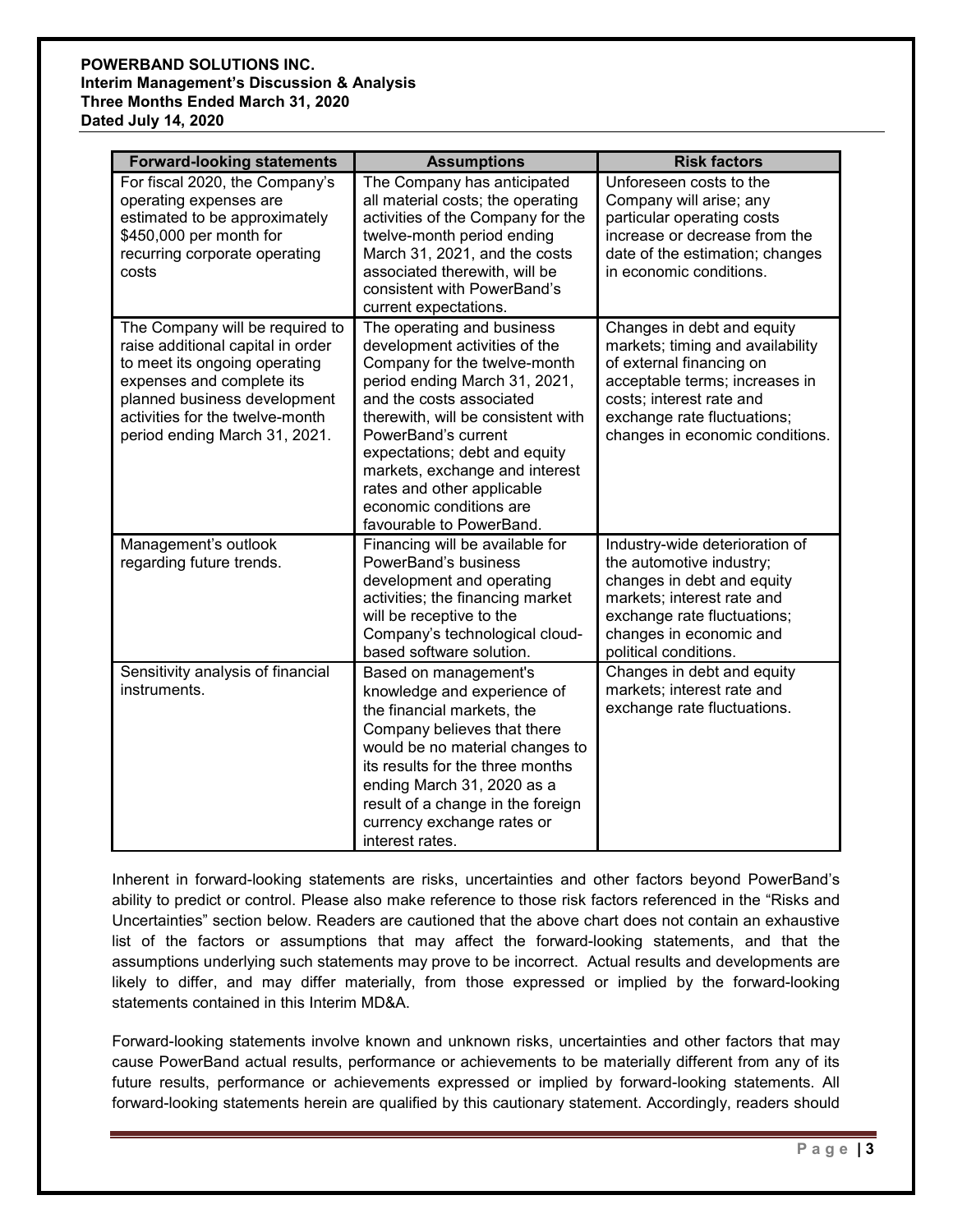| Forward-looking statements | Assumptions | Risk factors |
| --- | --- | --- |
| For fiscal 2020, the Company's operating expenses are estimated to be approximately $450,000 per month for recurring corporate operating costs | The Company has anticipated all material costs; the operating activities of the Company for the twelve-month period ending March 31, 2021, and the costs associated therewith, will be consistent with PowerBand's current expectations. | Unforeseen costs to the Company will arise; any particular operating costs increase or decrease from the date of the estimation; changes in economic conditions. |
| The Company will be required to raise additional capital in order to meet its ongoing operating expenses and complete its planned business development activities for the twelve-month period ending March 31, 2021. | The operating and business development activities of the Company for the twelve-month period ending March 31, 2021, and the costs associated therewith, will be consistent with PowerBand's current expectations; debt and equity markets, exchange and interest rates and other applicable economic conditions are favourable to PowerBand. | Changes in debt and equity markets; timing and availability of external financing on acceptable terms; increases in costs; interest rate and exchange rate fluctuations; changes in economic conditions. |
| Management's outlook regarding future trends. | Financing will be available for PowerBand's business development and operating activities; the financing market will be receptive to the Company's technological cloud-based software solution. | Industry-wide deterioration of the automotive industry; changes in debt and equity markets; interest rate and exchange rate fluctuations; changes in economic and political conditions. |
| Sensitivity analysis of financial instruments. | Based on management's knowledge and experience of the financial markets, the Company believes that there would be no material changes to its results for the three months ending March 31, 2020 as a result of a change in the foreign currency exchange rates or interest rates. | Changes in debt and equity markets; interest rate and exchange rate fluctuations. |

Inherent in forward-looking statements are risks, uncertainties and other factors beyond PowerBand's ability to predict or control. Please also make reference to those risk factors referenced in the "Risks and Uncertainties" section below. Readers are cautioned that the above chart does not contain an exhaustive list of the factors or assumptions that may affect the forward-looking statements, and that the assumptions underlying such statements may prove to be incorrect. Actual results and developments are likely to differ, and may differ materially, from those expressed or implied by the forward-looking statements contained in this Interim MD&A.

Forward-looking statements involve known and unknown risks, uncertainties and other factors that may cause PowerBand actual results, performance or achievements to be materially different from any of its future results, performance or achievements expressed or implied by forward-looking statements. All forward-looking statements herein are qualified by this cautionary statement. Accordingly, readers should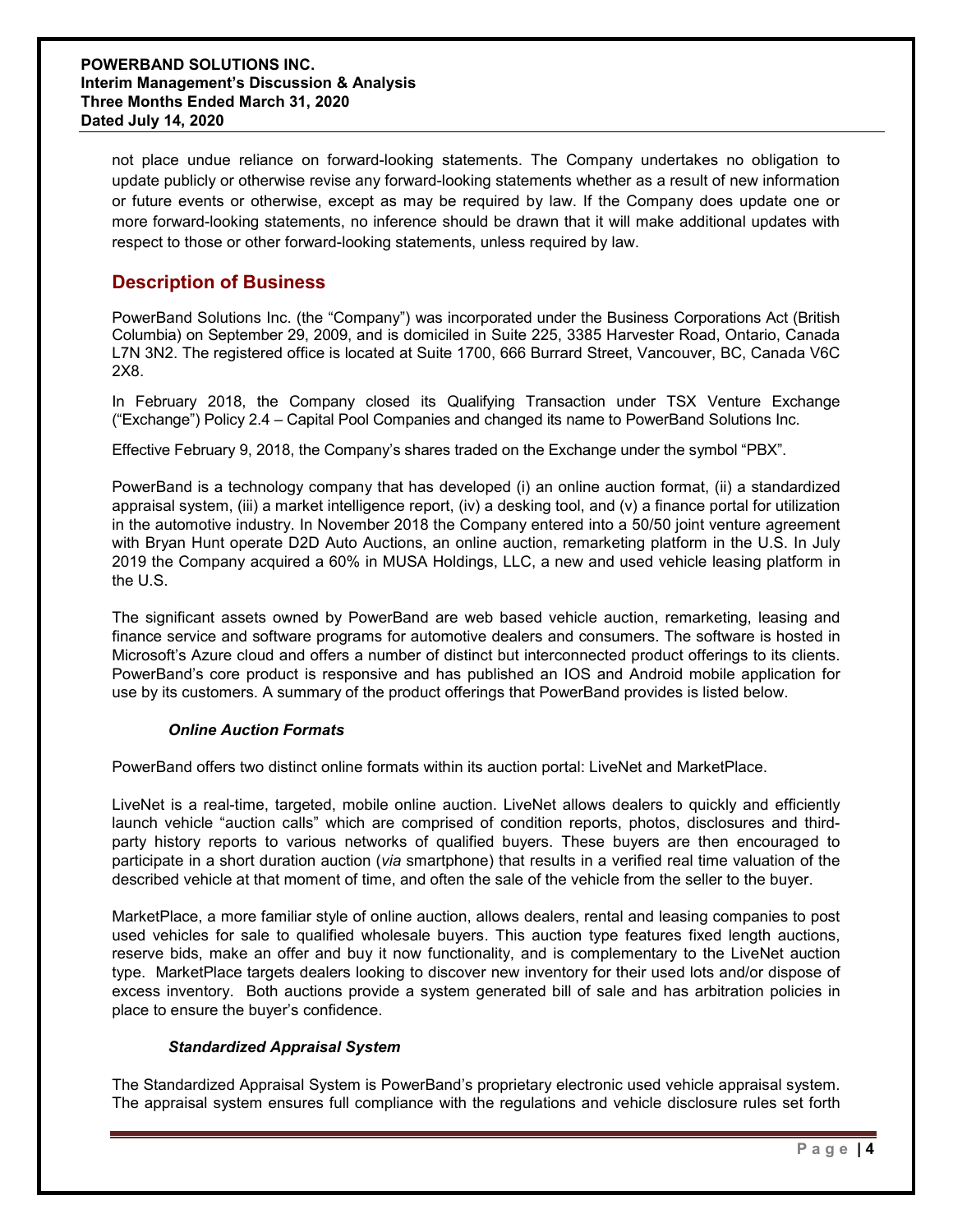not place undue reliance on forward-looking statements. The Company undertakes no obligation to update publicly or otherwise revise any forward-looking statements whether as a result of new information or future events or otherwise, except as may be required by law. If the Company does update one or more forward-looking statements, no inference should be drawn that it will make additional updates with respect to those or other forward-looking statements, unless required by law.

## Description of Business

PowerBand Solutions Inc. (the "Company") was incorporated under the Business Corporations Act (British Columbia) on September 29, 2009, and is domiciled in Suite 225, 3385 Harvester Road, Ontario, Canada L7N 3N2. The registered office is located at Suite 1700, 666 Burrard Street, Vancouver, BC, Canada V6C 2X8.

In February 2018, the Company closed its Qualifying Transaction under TSX Venture Exchange ("Exchange") Policy 2.4 – Capital Pool Companies and changed its name to PowerBand Solutions Inc.

Effective February 9, 2018, the Company's shares traded on the Exchange under the symbol "PBX".

PowerBand is a technology company that has developed (i) an online auction format, (ii) a standardized appraisal system, (iii) a market intelligence report, (iv) a desking tool, and (v) a finance portal for utilization in the automotive industry. In November 2018 the Company entered into a 50/50 joint venture agreement with Bryan Hunt operate D2D Auto Auctions, an online auction, remarketing platform in the U.S. In July 2019 the Company acquired a 60% in MUSA Holdings, LLC, a new and used vehicle leasing platform in the U.S.

The significant assets owned by PowerBand are web based vehicle auction, remarketing, leasing and finance service and software programs for automotive dealers and consumers. The software is hosted in Microsoft's Azure cloud and offers a number of distinct but interconnected product offerings to its clients. PowerBand's core product is responsive and has published an IOS and Android mobile application for use by its customers. A summary of the product offerings that PowerBand provides is listed below.

### *Online Auction Formats*

PowerBand offers two distinct online formats within its auction portal: LiveNet and MarketPlace.

LiveNet is a real-time, targeted, mobile online auction. LiveNet allows dealers to quickly and efficiently launch vehicle "auction calls" which are comprised of condition reports, photos, disclosures and third-party history reports to various networks of qualified buyers. These buyers are then encouraged to participate in a short duration auction (*via* smartphone) that results in a verified real time valuation of the described vehicle at that moment of time, and often the sale of the vehicle from the seller to the buyer.

MarketPlace, a more familiar style of online auction, allows dealers, rental and leasing companies to post used vehicles for sale to qualified wholesale buyers. This auction type features fixed length auctions, reserve bids, make an offer and buy it now functionality, and is complementary to the LiveNet auction type. MarketPlace targets dealers looking to discover new inventory for their used lots and/or dispose of excess inventory. Both auctions provide a system generated bill of sale and has arbitration policies in place to ensure the buyer's confidence.

### *Standardized Appraisal System*

The Standardized Appraisal System is PowerBand's proprietary electronic used vehicle appraisal system. The appraisal system ensures full compliance with the regulations and vehicle disclosure rules set forth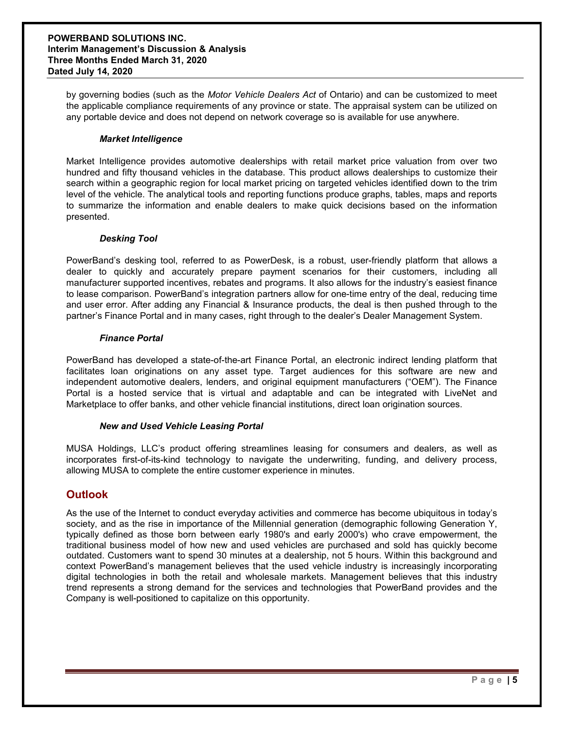by governing bodies (such as the *Motor Vehicle Dealers Act* of Ontario) and can be customized to meet the applicable compliance requirements of any province or state. The appraisal system can be utilized on any portable device and does not depend on network coverage so is available for use anywhere.

#### *Market Intelligence*

Market Intelligence provides automotive dealerships with retail market price valuation from over two hundred and fifty thousand vehicles in the database. This product allows dealerships to customize their search within a geographic region for local market pricing on targeted vehicles identified down to the trim level of the vehicle. The analytical tools and reporting functions produce graphs, tables, maps and reports to summarize the information and enable dealers to make quick decisions based on the information presented.

#### *Desking Tool*

PowerBand's desking tool, referred to as PowerDesk, is a robust, user-friendly platform that allows a dealer to quickly and accurately prepare payment scenarios for their customers, including all manufacturer supported incentives, rebates and programs. It also allows for the industry's easiest finance to lease comparison. PowerBand's integration partners allow for one-time entry of the deal, reducing time and user error. After adding any Financial & Insurance products, the deal is then pushed through to the partner's Finance Portal and in many cases, right through to the dealer's Dealer Management System.

#### *Finance Portal*

PowerBand has developed a state-of-the-art Finance Portal, an electronic indirect lending platform that facilitates loan originations on any asset type. Target audiences for this software are new and independent automotive dealers, lenders, and original equipment manufacturers ("OEM"). The Finance Portal is a hosted service that is virtual and adaptable and can be integrated with LiveNet and Marketplace to offer banks, and other vehicle financial institutions, direct loan origination sources.

#### *New and Used Vehicle Leasing Portal*

MUSA Holdings, LLC's product offering streamlines leasing for consumers and dealers, as well as incorporates first-of-its-kind technology to navigate the underwriting, funding, and delivery process, allowing MUSA to complete the entire customer experience in minutes.

## Outlook

As the use of the Internet to conduct everyday activities and commerce has become ubiquitous in today's society, and as the rise in importance of the Millennial generation (demographic following Generation Y, typically defined as those born between early 1980's and early 2000's) who crave empowerment, the traditional business model of how new and used vehicles are purchased and sold has quickly become outdated. Customers want to spend 30 minutes at a dealership, not 5 hours. Within this background and context PowerBand's management believes that the used vehicle industry is increasingly incorporating digital technologies in both the retail and wholesale markets. Management believes that this industry trend represents a strong demand for the services and technologies that PowerBand provides and the Company is well-positioned to capitalize on this opportunity.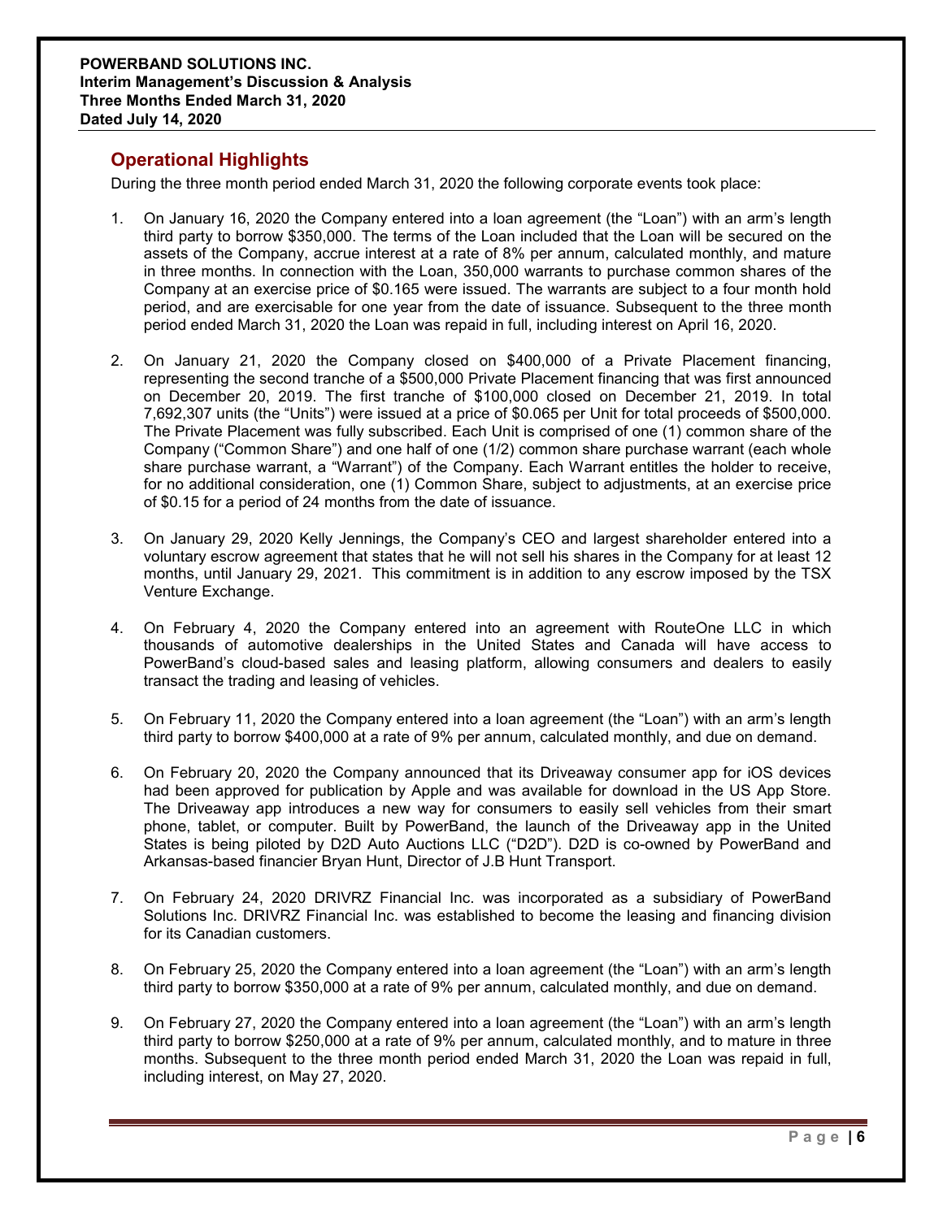## Operational Highlights

During the three month period ended March 31, 2020 the following corporate events took place:

1. On January 16, 2020 the Company entered into a loan agreement (the "Loan") with an arm's length third party to borrow $350,000. The terms of the Loan included that the Loan will be secured on the assets of the Company, accrue interest at a rate of 8% per annum, calculated monthly, and mature in three months. In connection with the Loan, 350,000 warrants to purchase common shares of the Company at an exercise price of $0.165 were issued. The warrants are subject to a four month hold period, and are exercisable for one year from the date of issuance. Subsequent to the three month period ended March 31, 2020 the Loan was repaid in full, including interest on April 16, 2020.

2. On January 21, 2020 the Company closed on $400,000 of a Private Placement financing, representing the second tranche of a $500,000 Private Placement financing that was first announced on December 20, 2019. The first tranche of $100,000 closed on December 21, 2019. In total 7,692,307 units (the "Units") were issued at a price of $0.065 per Unit for total proceeds of $500,000. The Private Placement was fully subscribed. Each Unit is comprised of one (1) common share of the Company ("Common Share") and one half of one (1/2) common share purchase warrant (each whole share purchase warrant, a "Warrant") of the Company. Each Warrant entitles the holder to receive, for no additional consideration, one (1) Common Share, subject to adjustments, at an exercise price of $0.15 for a period of 24 months from the date of issuance.

3. On January 29, 2020 Kelly Jennings, the Company's CEO and largest shareholder entered into a voluntary escrow agreement that states that he will not sell his shares in the Company for at least 12 months, until January 29, 2021. This commitment is in addition to any escrow imposed by the TSX Venture Exchange.

4. On February 4, 2020 the Company entered into an agreement with RouteOne LLC in which thousands of automotive dealerships in the United States and Canada will have access to PowerBand's cloud-based sales and leasing platform, allowing consumers and dealers to easily transact the trading and leasing of vehicles.

5. On February 11, 2020 the Company entered into a loan agreement (the "Loan") with an arm's length third party to borrow $400,000 at a rate of 9% per annum, calculated monthly, and due on demand.

6. On February 20, 2020 the Company announced that its Driveaway consumer app for iOS devices had been approved for publication by Apple and was available for download in the US App Store. The Driveaway app introduces a new way for consumers to easily sell vehicles from their smart phone, tablet, or computer. Built by PowerBand, the launch of the Driveaway app in the United States is being piloted by D2D Auto Auctions LLC ("D2D"). D2D is co-owned by PowerBand and Arkansas-based financier Bryan Hunt, Director of J.B Hunt Transport.

7. On February 24, 2020 DRIVRZ Financial Inc. was incorporated as a subsidiary of PowerBand Solutions Inc. DRIVRZ Financial Inc. was established to become the leasing and financing division for its Canadian customers.

8. On February 25, 2020 the Company entered into a loan agreement (the "Loan") with an arm's length third party to borrow $350,000 at a rate of 9% per annum, calculated monthly, and due on demand.

9. On February 27, 2020 the Company entered into a loan agreement (the "Loan") with an arm's length third party to borrow $250,000 at a rate of 9% per annum, calculated monthly, and to mature in three months. Subsequent to the three month period ended March 31, 2020 the Loan was repaid in full, including interest, on May 27, 2020.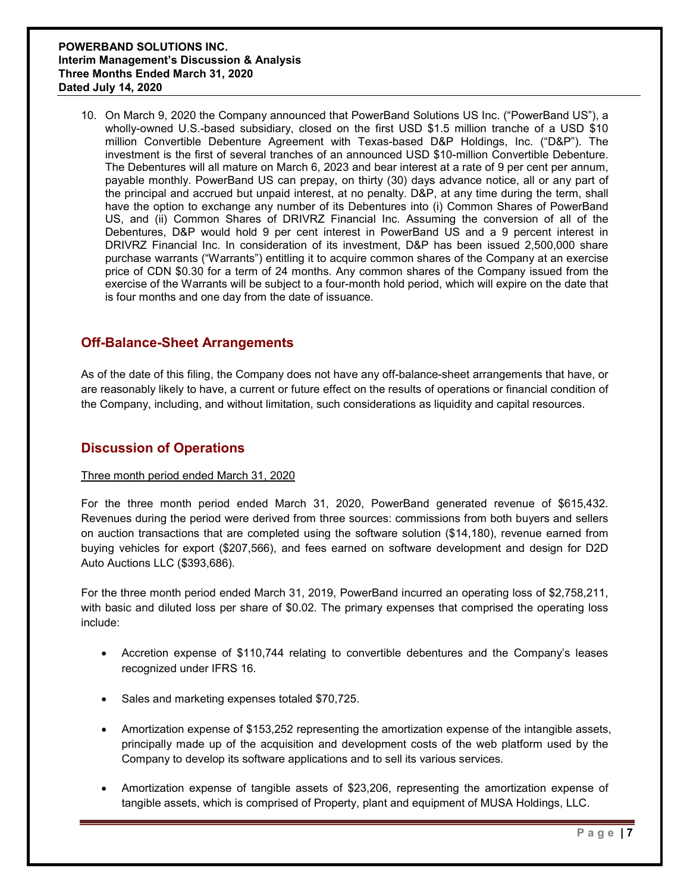10. On March 9, 2020 the Company announced that PowerBand Solutions US Inc. ("PowerBand US"), a wholly-owned U.S.-based subsidiary, closed on the first USD $1.5 million tranche of a USD $10 million Convertible Debenture Agreement with Texas-based D&P Holdings, Inc. ("D&P"). The investment is the first of several tranches of an announced USD $10-million Convertible Debenture. The Debentures will all mature on March 6, 2023 and bear interest at a rate of 9 per cent per annum, payable monthly. PowerBand US can prepay, on thirty (30) days advance notice, all or any part of the principal and accrued but unpaid interest, at no penalty. D&P, at any time during the term, shall have the option to exchange any number of its Debentures into (i) Common Shares of PowerBand US, and (ii) Common Shares of DRIVRZ Financial Inc. Assuming the conversion of all of the Debentures, D&P would hold 9 per cent interest in PowerBand US and a 9 percent interest in DRIVRZ Financial Inc. In consideration of its investment, D&P has been issued 2,500,000 share purchase warrants ("Warrants") entitling it to acquire common shares of the Company at an exercise price of CDN $0.30 for a term of 24 months. Any common shares of the Company issued from the exercise of the Warrants will be subject to a four-month hold period, which will expire on the date that is four months and one day from the date of issuance.

## Off-Balance-Sheet Arrangements

As of the date of this filing, the Company does not have any off-balance-sheet arrangements that have, or are reasonably likely to have, a current or future effect on the results of operations or financial condition of the Company, including, and without limitation, such considerations as liquidity and capital resources.

## Discussion of Operations

Three month period ended March 31, 2020

For the three month period ended March 31, 2020, PowerBand generated revenue of $615,432. Revenues during the period were derived from three sources: commissions from both buyers and sellers on auction transactions that are completed using the software solution ($14,180), revenue earned from buying vehicles for export ($207,566), and fees earned on software development and design for D2D Auto Auctions LLC ($393,686).

For the three month period ended March 31, 2019, PowerBand incurred an operating loss of $2,758,211, with basic and diluted loss per share of $0.02. The primary expenses that comprised the operating loss include:

- Accretion expense of $110,744 relating to convertible debentures and the Company's leases recognized under IFRS 16.
- Sales and marketing expenses totaled $70,725.
- Amortization expense of $153,252 representing the amortization expense of the intangible assets, principally made up of the acquisition and development costs of the web platform used by the Company to develop its software applications and to sell its various services.
- Amortization expense of tangible assets of $23,206, representing the amortization expense of tangible assets, which is comprised of Property, plant and equipment of MUSA Holdings, LLC.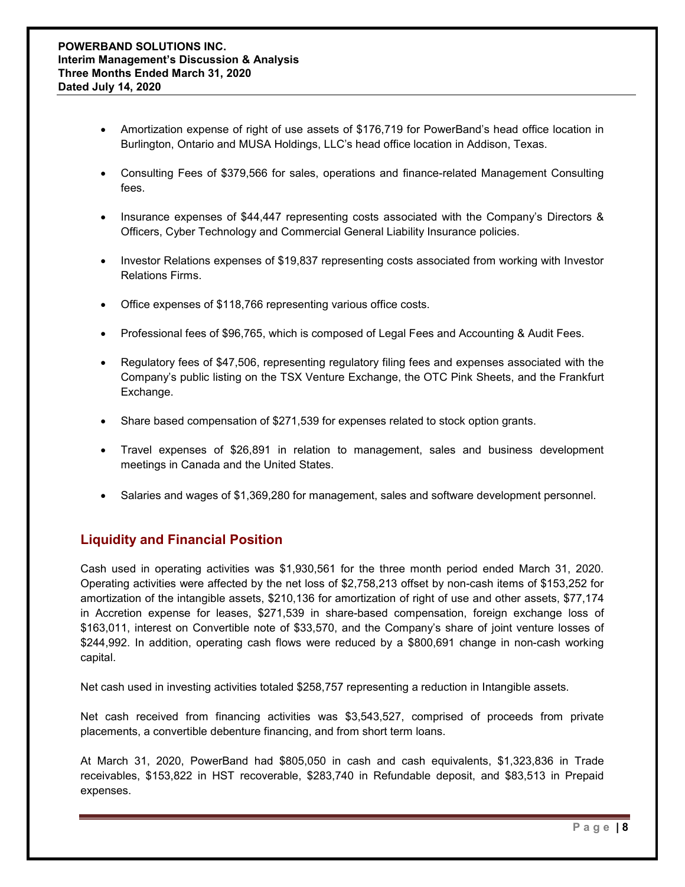- Amortization expense of right of use assets of $176,719 for PowerBand's head office location in Burlington, Ontario and MUSA Holdings, LLC's head office location in Addison, Texas.

- Consulting Fees of $379,566 for sales, operations and finance-related Management Consulting fees.

- Insurance expenses of $44,447 representing costs associated with the Company's Directors & Officers, Cyber Technology and Commercial General Liability Insurance policies.

- Investor Relations expenses of $19,837 representing costs associated from working with Investor Relations Firms.

- Office expenses of $118,766 representing various office costs.

- Professional fees of $96,765, which is composed of Legal Fees and Accounting & Audit Fees.

- Regulatory fees of $47,506, representing regulatory filing fees and expenses associated with the Company's public listing on the TSX Venture Exchange, the OTC Pink Sheets, and the Frankfurt Exchange.

- Share based compensation of $271,539 for expenses related to stock option grants.

- Travel expenses of $26,891 in relation to management, sales and business development meetings in Canada and the United States.

- Salaries and wages of $1,369,280 for management, sales and software development personnel.

## Liquidity and Financial Position

Cash used in operating activities was $1,930,561 for the three month period ended March 31, 2020. Operating activities were affected by the net loss of $2,758,213 offset by non-cash items of $153,252 for amortization of the intangible assets, $210,136 for amortization of right of use and other assets, $77,174 in Accretion expense for leases, $271,539 in share-based compensation, foreign exchange loss of $163,011, interest on Convertible note of $33,570, and the Company's share of joint venture losses of $244,992. In addition, operating cash flows were reduced by a $800,691 change in non-cash working capital.

Net cash used in investing activities totaled $258,757 representing a reduction in Intangible assets.

Net cash received from financing activities was $3,543,527, comprised of proceeds from private placements, a convertible debenture financing, and from short term loans.

At March 31, 2020, PowerBand had $805,050 in cash and cash equivalents, $1,323,836 in Trade receivables, $153,822 in HST recoverable, $283,740 in Refundable deposit, and $83,513 in Prepaid expenses.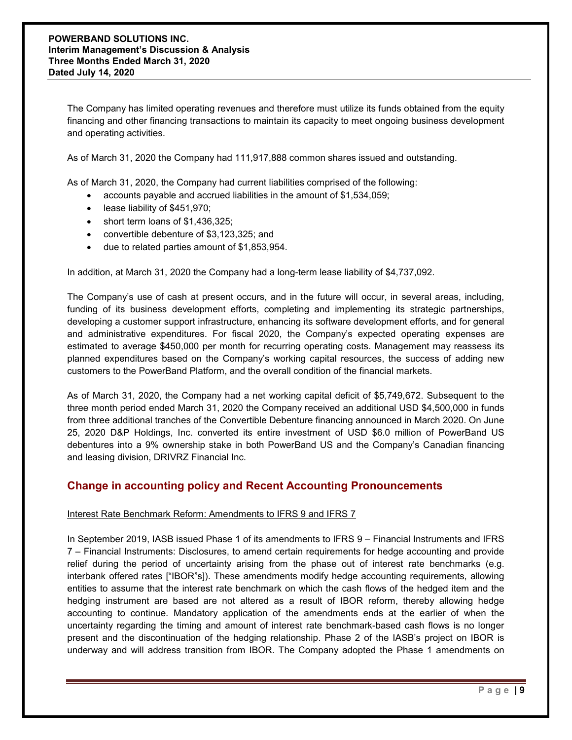The Company has limited operating revenues and therefore must utilize its funds obtained from the equity financing and other financing transactions to maintain its capacity to meet ongoing business development and operating activities.

As of March 31, 2020 the Company had 111,917,888 common shares issued and outstanding.

As of March 31, 2020, the Company had current liabilities comprised of the following:

- accounts payable and accrued liabilities in the amount of $1,534,059;
- lease liability of $451,970;
- short term loans of $1,436,325;
- convertible debenture of $3,123,325; and
- due to related parties amount of $1,853,954.

In addition, at March 31, 2020 the Company had a long-term lease liability of $4,737,092.

The Company's use of cash at present occurs, and in the future will occur, in several areas, including, funding of its business development efforts, completing and implementing its strategic partnerships, developing a customer support infrastructure, enhancing its software development efforts, and for general and administrative expenditures. For fiscal 2020, the Company's expected operating expenses are estimated to average $450,000 per month for recurring operating costs. Management may reassess its planned expenditures based on the Company's working capital resources, the success of adding new customers to the PowerBand Platform, and the overall condition of the financial markets.

As of March 31, 2020, the Company had a net working capital deficit of $5,749,672. Subsequent to the three month period ended March 31, 2020 the Company received an additional USD $4,500,000 in funds from three additional tranches of the Convertible Debenture financing announced in March 2020. On June 25, 2020 D&P Holdings, Inc. converted its entire investment of USD $6.0 million of PowerBand US debentures into a 9% ownership stake in both PowerBand US and the Company's Canadian financing and leasing division, DRIVRZ Financial Inc.

## Change in accounting policy and Recent Accounting Pronouncements

Interest Rate Benchmark Reform: Amendments to IFRS 9 and IFRS 7

In September 2019, IASB issued Phase 1 of its amendments to IFRS 9 – Financial Instruments and IFRS 7 – Financial Instruments: Disclosures, to amend certain requirements for hedge accounting and provide relief during the period of uncertainty arising from the phase out of interest rate benchmarks (e.g. interbank offered rates ["IBOR"s]). These amendments modify hedge accounting requirements, allowing entities to assume that the interest rate benchmark on which the cash flows of the hedged item and the hedging instrument are based are not altered as a result of IBOR reform, thereby allowing hedge accounting to continue. Mandatory application of the amendments ends at the earlier of when the uncertainty regarding the timing and amount of interest rate benchmark-based cash flows is no longer present and the discontinuation of the hedging relationship. Phase 2 of the IASB's project on IBOR is underway and will address transition from IBOR. The Company adopted the Phase 1 amendments on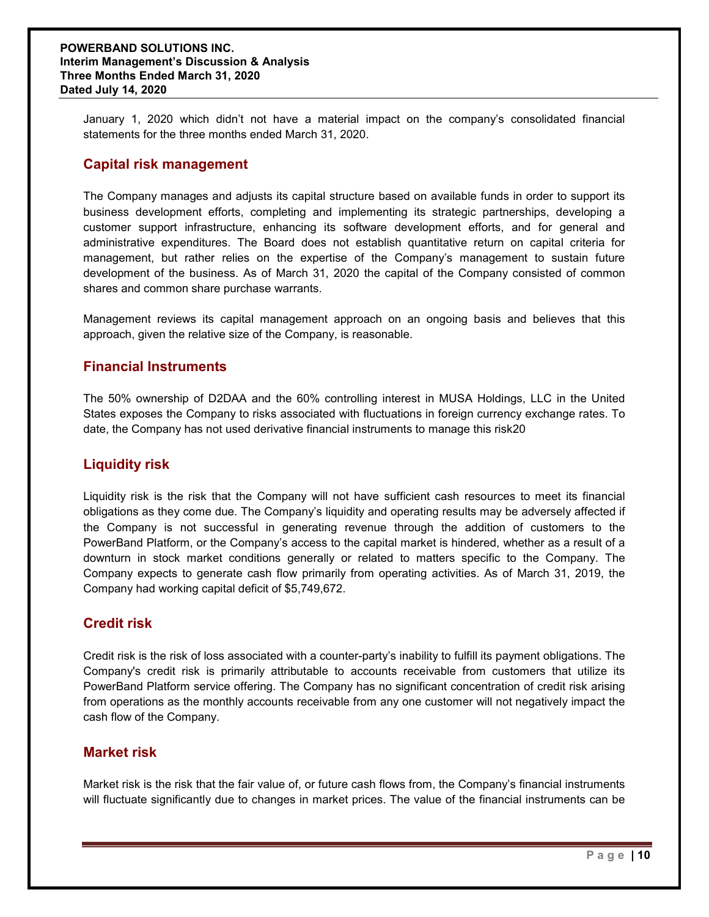January 1, 2020 which didn't not have a material impact on the company's consolidated financial statements for the three months ended March 31, 2020.

## Capital risk management

The Company manages and adjusts its capital structure based on available funds in order to support its business development efforts, completing and implementing its strategic partnerships, developing a customer support infrastructure, enhancing its software development efforts, and for general and administrative expenditures. The Board does not establish quantitative return on capital criteria for management, but rather relies on the expertise of the Company's management to sustain future development of the business. As of March 31, 2020 the capital of the Company consisted of common shares and common share purchase warrants.

Management reviews its capital management approach on an ongoing basis and believes that this approach, given the relative size of the Company, is reasonable.

## Financial Instruments

The 50% ownership of D2DAA and the 60% controlling interest in MUSA Holdings, LLC in the United States exposes the Company to risks associated with fluctuations in foreign currency exchange rates. To date, the Company has not used derivative financial instruments to manage this risk20

## Liquidity risk

Liquidity risk is the risk that the Company will not have sufficient cash resources to meet its financial obligations as they come due. The Company's liquidity and operating results may be adversely affected if the Company is not successful in generating revenue through the addition of customers to the PowerBand Platform, or the Company's access to the capital market is hindered, whether as a result of a downturn in stock market conditions generally or related to matters specific to the Company. The Company expects to generate cash flow primarily from operating activities. As of March 31, 2019, the Company had working capital deficit of $5,749,672.

## Credit risk

Credit risk is the risk of loss associated with a counter-party's inability to fulfill its payment obligations. The Company's credit risk is primarily attributable to accounts receivable from customers that utilize its PowerBand Platform service offering. The Company has no significant concentration of credit risk arising from operations as the monthly accounts receivable from any one customer will not negatively impact the cash flow of the Company.

## Market risk

Market risk is the risk that the fair value of, or future cash flows from, the Company's financial instruments will fluctuate significantly due to changes in market prices. The value of the financial instruments can be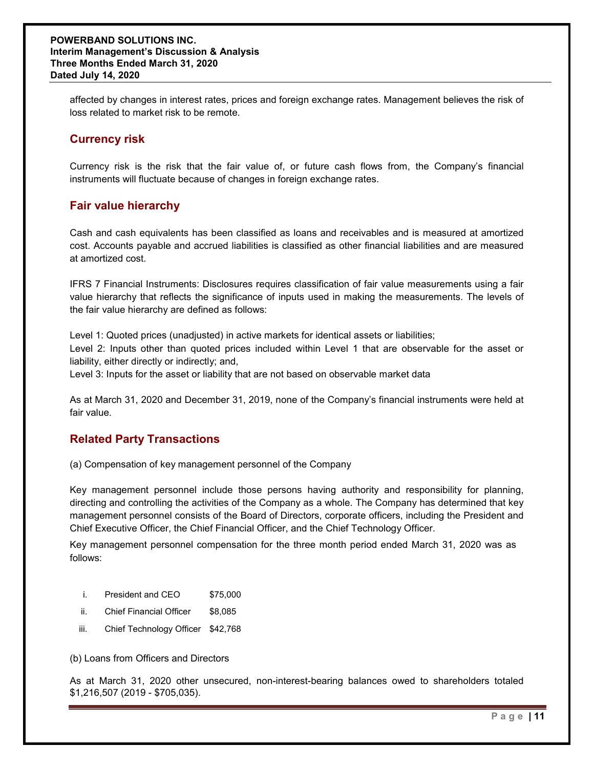affected by changes in interest rates, prices and foreign exchange rates. Management believes the risk of loss related to market risk to be remote.

## Currency risk

Currency risk is the risk that the fair value of, or future cash flows from, the Company's financial instruments will fluctuate because of changes in foreign exchange rates.

## Fair value hierarchy

Cash and cash equivalents has been classified as loans and receivables and is measured at amortized cost. Accounts payable and accrued liabilities is classified as other financial liabilities and are measured at amortized cost.

IFRS 7 Financial Instruments: Disclosures requires classification of fair value measurements using a fair value hierarchy that reflects the significance of inputs used in making the measurements. The levels of the fair value hierarchy are defined as follows:

Level 1: Quoted prices (unadjusted) in active markets for identical assets or liabilities;
Level 2: Inputs other than quoted prices included within Level 1 that are observable for the asset or liability, either directly or indirectly; and,
Level 3: Inputs for the asset or liability that are not based on observable market data

As at March 31, 2020 and December 31, 2019, none of the Company's financial instruments were held at fair value.

## Related Party Transactions

(a) Compensation of key management personnel of the Company

Key management personnel include those persons having authority and responsibility for planning, directing and controlling the activities of the Company as a whole. The Company has determined that key management personnel consists of the Board of Directors, corporate officers, including the President and Chief Executive Officer, the Chief Financial Officer, and the Chief Technology Officer.

Key management personnel compensation for the three month period ended March 31, 2020 was as follows:

| | | |
|---|---|---|
| i. | President and CEO | $75,000 |
| ii. | Chief Financial Officer | $8,085 |
| iii. | Chief Technology Officer | $42,768 |

(b) Loans from Officers and Directors

As at March 31, 2020 other unsecured, non-interest-bearing balances owed to shareholders totaled $1,216,507 (2019 - $705,035).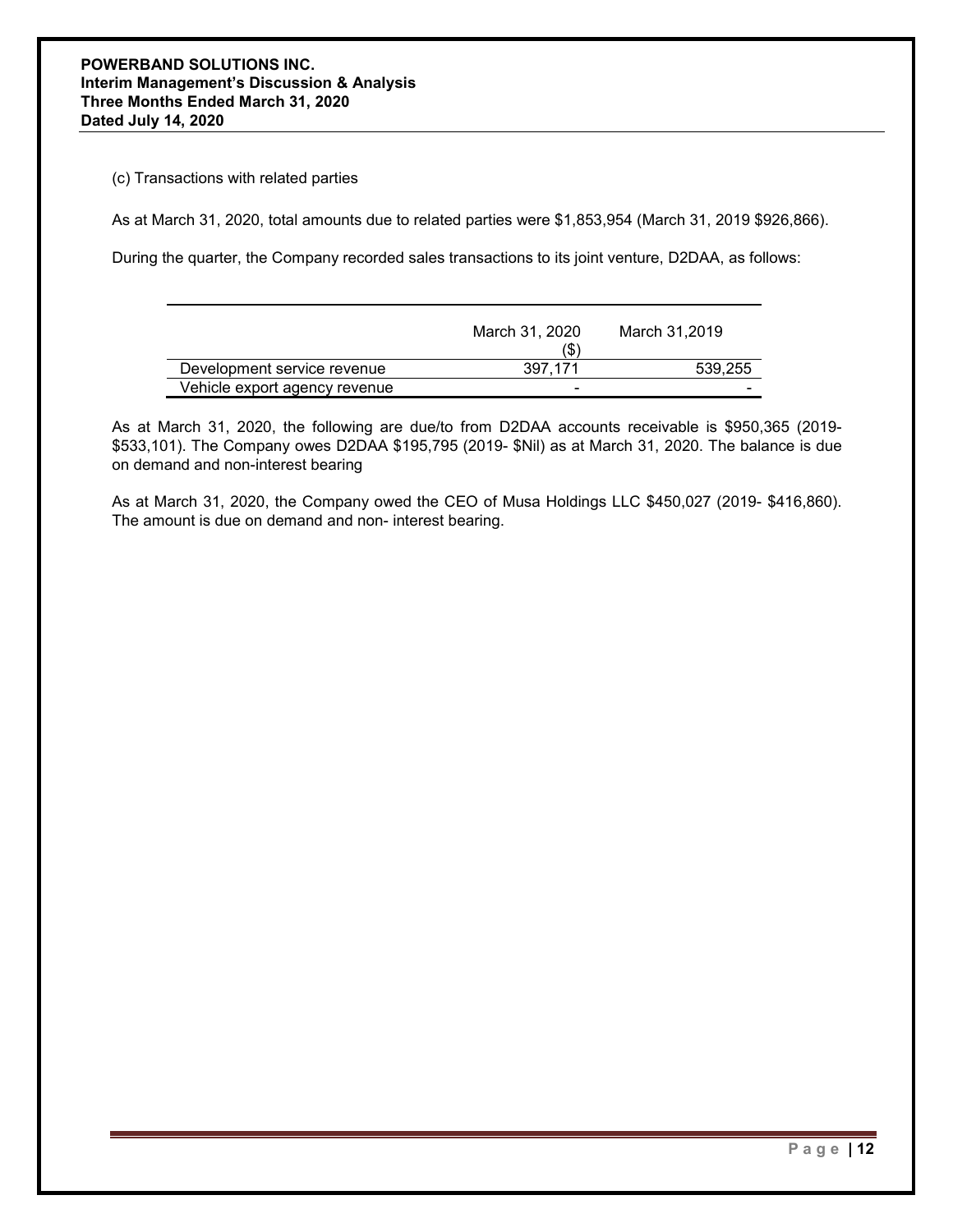(c) Transactions with related parties

As at March 31, 2020, total amounts due to related parties were $1,853,954 (March 31, 2019 $926,866).

During the quarter, the Company recorded sales transactions to its joint venture, D2DAA, as follows:

| | March 31, 2020 ($) | March 31,2019 |
|---|---|---|
| Development service revenue | 397,171 | 539,255 |
| Vehicle export agency revenue | - | - |

As at March 31, 2020, the following are due/to from D2DAA accounts receivable is $950,365 (2019- $533,101). The Company owes D2DAA $195,795 (2019- $Nil) as at March 31, 2020. The balance is due on demand and non-interest bearing

As at March 31, 2020, the Company owed the CEO of Musa Holdings LLC $450,027 (2019- $416,860). The amount is due on demand and non- interest bearing.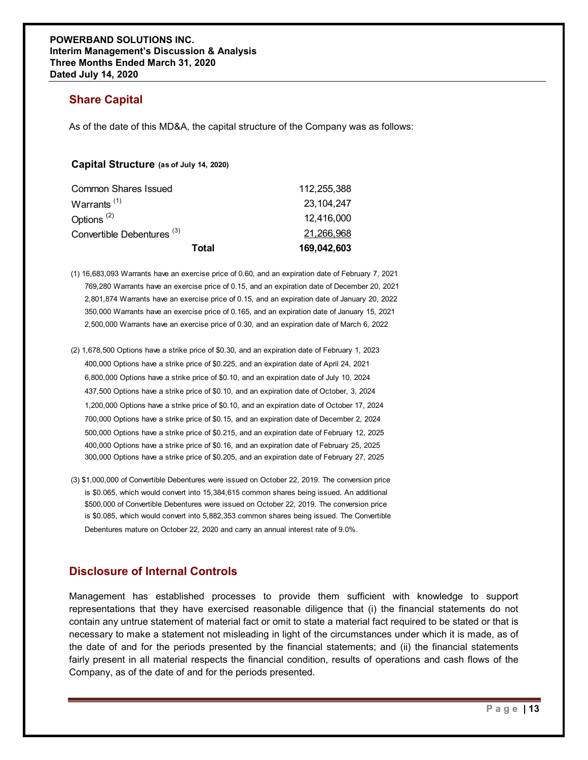## Share Capital

As of the date of this MD&A, the capital structure of the Company was as follows:

**Capital Structure** **(as of July 14, 2020)**

| | |
|---|---|
| Common Shares Issued | 112,255,388 |
| Warrants [(1)] | 23,104,247 |
| Options [(2)] | 12,416,000 |
| Convertible Debentures [(3)] | 21,266,968 |
| **Total** | **169,042,603** |

(1) 16,683,093 Warrants have an exercise price of 0.60, and an expiration date of February 7, 2021
769,280 Warrants have an exercise price of 0.15, and an expiration date of December 20, 2021
2,801,874 Warrants have an exercise price of 0.15, and an expiration date of January 20, 2022
350,000 Warrants have an exercise price of 0.165, and an expiration date of January 15, 2021
2,500,000 Warrants have an exercise price of 0.30, and an expiration date of March 6, 2022

(2) 1,678,500 Options have a strike price of $0.30, and an expiration date of February 1, 2023
400,000 Options have a strike price of $0.225, and an expiration date of April 24, 2021
6,800,000 Options have a strike price of $0.10, and an expiration date of July 10, 2024
437,500 Options have a strike price of $0.10, and an expiration date of October, 3, 2024
1,200,000 Options have a strike price of $0.10, and an expiration date of October 17, 2024
700,000 Options have a strike price of $0.15, and an expiration date of December 2, 2024
500,000 Options have a strike price of $0.215, and an expiration date of February 12, 2025
400,000 Options have a strike price of $0.16, and an expiration date of February 25, 2025
300,000 Options have a strike price of $0.205, and an expiration date of February 27, 2025

(3) $1,000,000 of Convertible Debentures were issued on October 22, 2019. The conversion price is $0.065, which would convert into 15,384,615 common shares being issued. An additional $500,000 of Convertible Debentures were issued on October 22, 2019. The conversion price is $0.085, which would convert into 5,882,353 common shares being issued. The Convertible Debentures mature on October 22, 2020 and carry an annual interest rate of 9.0%.

## Disclosure of Internal Controls

Management has established processes to provide them sufficient with knowledge to support representations that they have exercised reasonable diligence that (i) the financial statements do not contain any untrue statement of material fact or omit to state a material fact required to be stated or that is necessary to make a statement not misleading in light of the circumstances under which it is made, as of the date of and for the periods presented by the financial statements; and (ii) the financial statements fairly present in all material respects the financial condition, results of operations and cash flows of the Company, as of the date of and for the periods presented.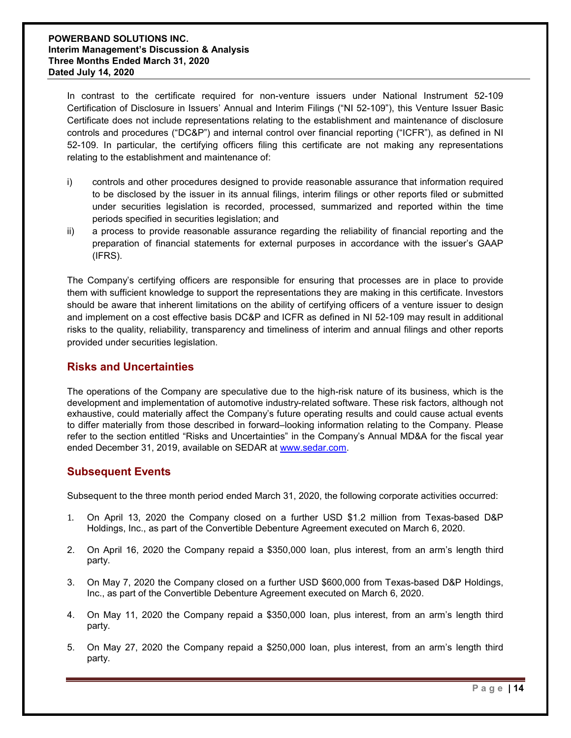In contrast to the certificate required for non-venture issuers under National Instrument 52-109 Certification of Disclosure in Issuers' Annual and Interim Filings ("NI 52-109"), this Venture Issuer Basic Certificate does not include representations relating to the establishment and maintenance of disclosure controls and procedures ("DC&P") and internal control over financial reporting ("ICFR"), as defined in NI 52-109. In particular, the certifying officers filing this certificate are not making any representations relating to the establishment and maintenance of:

i) controls and other procedures designed to provide reasonable assurance that information required to be disclosed by the issuer in its annual filings, interim filings or other reports filed or submitted under securities legislation is recorded, processed, summarized and reported within the time periods specified in securities legislation; and
ii) a process to provide reasonable assurance regarding the reliability of financial reporting and the preparation of financial statements for external purposes in accordance with the issuer's GAAP (IFRS).

The Company's certifying officers are responsible for ensuring that processes are in place to provide them with sufficient knowledge to support the representations they are making in this certificate. Investors should be aware that inherent limitations on the ability of certifying officers of a venture issuer to design and implement on a cost effective basis DC&P and ICFR as defined in NI 52-109 may result in additional risks to the quality, reliability, transparency and timeliness of interim and annual filings and other reports provided under securities legislation.

## Risks and Uncertainties

The operations of the Company are speculative due to the high-risk nature of its business, which is the development and implementation of automotive industry-related software. These risk factors, although not exhaustive, could materially affect the Company's future operating results and could cause actual events to differ materially from those described in forward–looking information relating to the Company. Please refer to the section entitled "Risks and Uncertainties" in the Company's Annual MD&A for the fiscal year ended December 31, 2019, available on SEDAR at www.sedar.com.

## Subsequent Events

Subsequent to the three month period ended March 31, 2020, the following corporate activities occurred:

1. On April 13, 2020 the Company closed on a further USD $1.2 million from Texas-based D&P Holdings, Inc., as part of the Convertible Debenture Agreement executed on March 6, 2020.

2. On April 16, 2020 the Company repaid a $350,000 loan, plus interest, from an arm's length third party.

3. On May 7, 2020 the Company closed on a further USD $600,000 from Texas-based D&P Holdings, Inc., as part of the Convertible Debenture Agreement executed on March 6, 2020.

4. On May 11, 2020 the Company repaid a $350,000 loan, plus interest, from an arm's length third party.

5. On May 27, 2020 the Company repaid a $250,000 loan, plus interest, from an arm's length third party.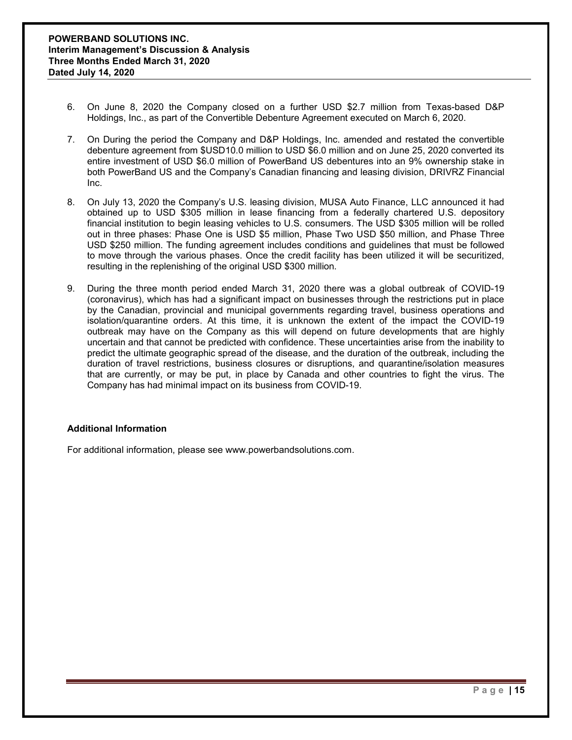6. On June 8, 2020 the Company closed on a further USD $2.7 million from Texas-based D&P Holdings, Inc., as part of the Convertible Debenture Agreement executed on March 6, 2020.

7. On During the period the Company and D&P Holdings, Inc. amended and restated the convertible debenture agreement from $USD10.0 million to USD $6.0 million and on June 25, 2020 converted its entire investment of USD $6.0 million of PowerBand US debentures into an 9% ownership stake in both PowerBand US and the Company's Canadian financing and leasing division, DRIVRZ Financial Inc.

8. On July 13, 2020 the Company's U.S. leasing division, MUSA Auto Finance, LLC announced it had obtained up to USD $305 million in lease financing from a federally chartered U.S. depository financial institution to begin leasing vehicles to U.S. consumers. The USD $305 million will be rolled out in three phases: Phase One is USD $5 million, Phase Two USD $50 million, and Phase Three USD $250 million. The funding agreement includes conditions and guidelines that must be followed to move through the various phases. Once the credit facility has been utilized it will be securitized, resulting in the replenishing of the original USD $300 million.

9. During the three month period ended March 31, 2020 there was a global outbreak of COVID-19 (coronavirus), which has had a significant impact on businesses through the restrictions put in place by the Canadian, provincial and municipal governments regarding travel, business operations and isolation/quarantine orders. At this time, it is unknown the extent of the impact the COVID-19 outbreak may have on the Company as this will depend on future developments that are highly uncertain and that cannot be predicted with confidence. These uncertainties arise from the inability to predict the ultimate geographic spread of the disease, and the duration of the outbreak, including the duration of travel restrictions, business closures or disruptions, and quarantine/isolation measures that are currently, or may be put, in place by Canada and other countries to fight the virus. The Company has had minimal impact on its business from COVID-19.

### Additional Information

For additional information, please see www.powerbandsolutions.com.